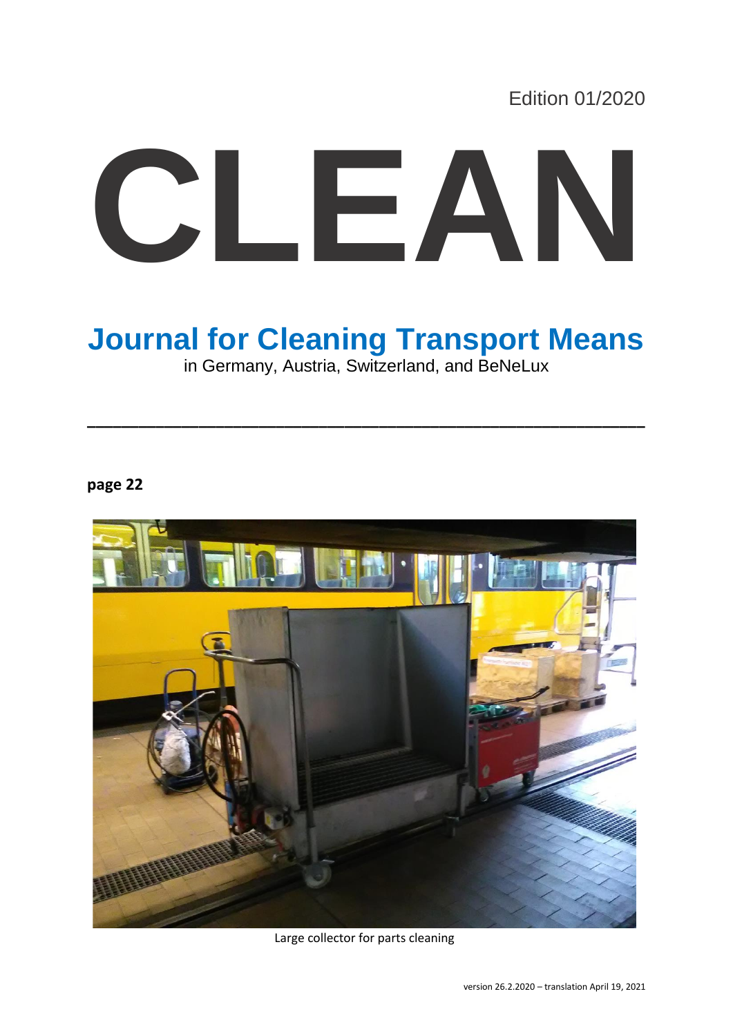Edition 01/2020

# CLEAN

## Journal for Cleaning Transport Means

in Germany, Austria, Switzerland, and BeNeLux

---

**page 22**

Large collector for parts cleaning

version 26.2.2020 – translation April 19, 2021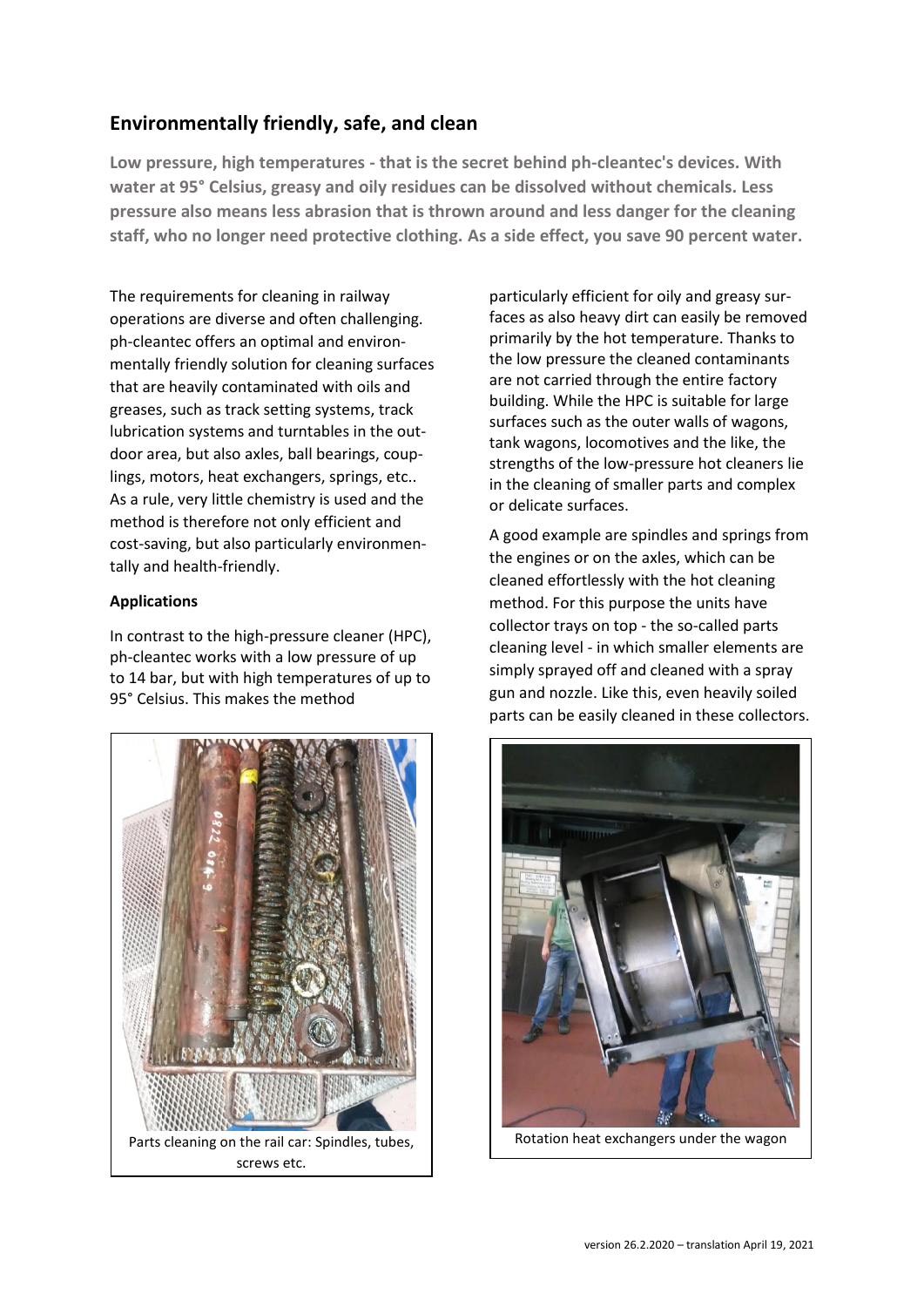## Environmentally friendly, safe, and clean

**Low pressure, high temperatures - that is the secret behind ph-cleantec's devices. With water at 95° Celsius, greasy and oily residues can be dissolved without chemicals. Less pressure also means less abrasion that is thrown around and less danger for the cleaning staff, who no longer need protective clothing. As a side effect, you save 90 percent water.**

The requirements for cleaning in railway operations are diverse and often challenging. ph-cleantec offers an optimal and environmentally friendly solution for cleaning surfaces that are heavily contaminated with oils and greases, such as track setting systems, track lubrication systems and turntables in the outdoor area, but also axles, ball bearings, couplings, motors, heat exchangers, springs, etc.. As a rule, very little chemistry is used and the method is therefore not only efficient and cost-saving, but also particularly environmentally and health-friendly.

**Applications**

In contrast to the high-pressure cleaner (HPC), ph-cleantec works with a low pressure of up to 14 bar, but with high temperatures of up to 95° Celsius. This makes the method particularly efficient for oily and greasy surfaces as also heavy dirt can easily be removed primarily by the hot temperature. Thanks to the low pressure the cleaned contaminants are not carried through the entire factory building. While the HPC is suitable for large surfaces such as the outer walls of wagons, tank wagons, locomotives and the like, the strengths of the low-pressure hot cleaners lie in the cleaning of smaller parts and complex or delicate surfaces.

A good example are spindles and springs from the engines or on the axles, which can be cleaned effortlessly with the hot cleaning method. For this purpose the units have collector trays on top - the so-called parts cleaning level - in which smaller elements are simply sprayed off and cleaned with a spray gun and nozzle. Like this, even heavily soiled parts can be easily cleaned in these collectors.

Parts cleaning on the rail car: Spindles, tubes, screws etc.

Rotation heat exchangers under the wagon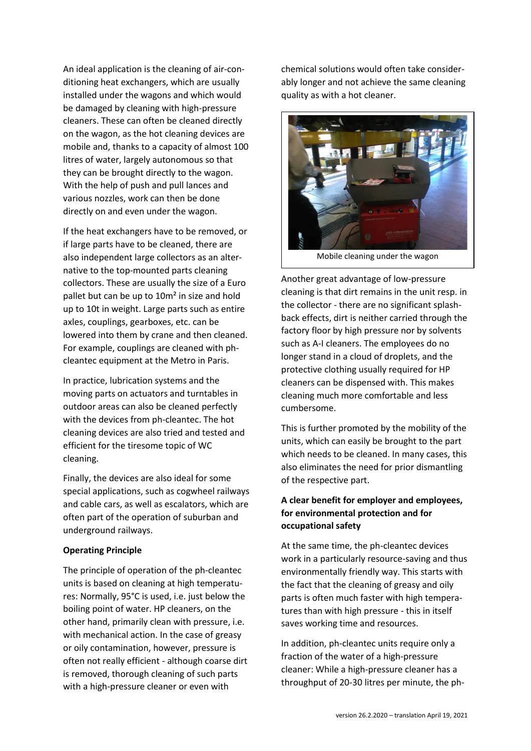An ideal application is the cleaning of air-conditioning heat exchangers, which are usually installed under the wagons and which would be damaged by cleaning with high-pressure cleaners. These can often be cleaned directly on the wagon, as the hot cleaning devices are mobile and, thanks to a capacity of almost 100 litres of water, largely autonomous so that they can be brought directly to the wagon. With the help of push and pull lances and various nozzles, work can then be done directly on and even under the wagon.

If the heat exchangers have to be removed, or if large parts have to be cleaned, there are also independent large collectors as an alternative to the top-mounted parts cleaning collectors. These are usually the size of a Euro pallet but can be up to 10m² in size and hold up to 10t in weight. Large parts such as entire axles, couplings, gearboxes, etc. can be lowered into them by crane and then cleaned. For example, couplings are cleaned with ph-cleantec equipment at the Metro in Paris.

In practice, lubrication systems and the moving parts on actuators and turntables in outdoor areas can also be cleaned perfectly with the devices from ph-cleantec. The hot cleaning devices are also tried and tested and efficient for the tiresome topic of WC cleaning.

Finally, the devices are also ideal for some special applications, such as cogwheel railways and cable cars, as well as escalators, which are often part of the operation of suburban and underground railways.

**Operating Principle**

The principle of operation of the ph-cleantec units is based on cleaning at high temperatures: Normally, 95°C is used, i.e. just below the boiling point of water. HP cleaners, on the other hand, primarily clean with pressure, i.e. with mechanical action. In the case of greasy or oily contamination, however, pressure is often not really efficient - although coarse dirt is removed, thorough cleaning of such parts with a high-pressure cleaner or even with chemical solutions would often take considerably longer and not achieve the same cleaning quality as with a hot cleaner.

Mobile cleaning under the wagon

Another great advantage of low-pressure cleaning is that dirt remains in the unit resp. in the collector - there are no significant splash-back effects, dirt is neither carried through the factory floor by high pressure nor by solvents such as A-I cleaners. The employees do no longer stand in a cloud of droplets, and the protective clothing usually required for HP cleaners can be dispensed with. This makes cleaning much more comfortable and less cumbersome.

This is further promoted by the mobility of the units, which can easily be brought to the part which needs to be cleaned. In many cases, this also eliminates the need for prior dismantling of the respective part.

**A clear benefit for employer and employees, for environmental protection and for occupational safety**

At the same time, the ph-cleantec devices work in a particularly resource-saving and thus environmentally friendly way. This starts with the fact that the cleaning of greasy and oily parts is often much faster with high temperatures than with high pressure - this in itself saves working time and resources.

In addition, ph-cleantec units require only a fraction of the water of a high-pressure cleaner: While a high-pressure cleaner has a throughput of 20-30 litres per minute, the ph-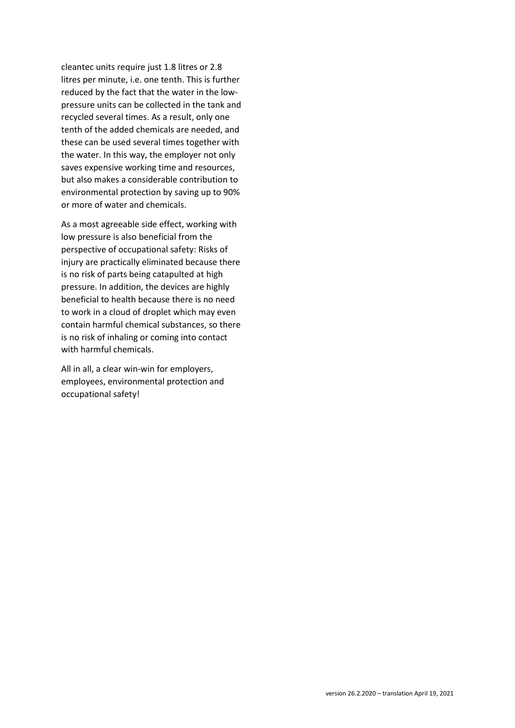cleantec units require just 1.8 litres or 2.8 litres per minute, i.e. one tenth. This is further reduced by the fact that the water in the low-pressure units can be collected in the tank and recycled several times. As a result, only one tenth of the added chemicals are needed, and these can be used several times together with the water. In this way, the employer not only saves expensive working time and resources, but also makes a considerable contribution to environmental protection by saving up to 90% or more of water and chemicals.

As a most agreeable side effect, working with low pressure is also beneficial from the perspective of occupational safety: Risks of injury are practically eliminated because there is no risk of parts being catapulted at high pressure. In addition, the devices are highly beneficial to health because there is no need to work in a cloud of droplet which may even contain harmful chemical substances, so there is no risk of inhaling or coming into contact with harmful chemicals.

All in all, a clear win-win for employers, employees, environmental protection and occupational safety!

version 26.2.2020 – translation April 19, 2021